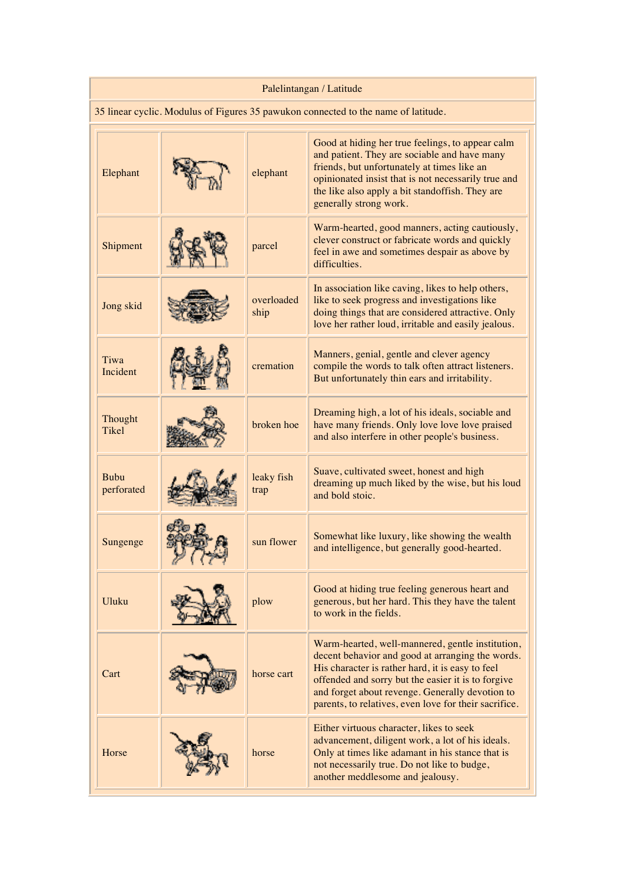| Palelintangan / Latitude | | | |
|---|---|---|---|
| 35 linear cyclic. Modulus of Figures 35 pawukon connected to the name of latitude. | | | |
| Elephant | | elephant | Good at hiding her true feelings, to appear calm and patient. They are sociable and have many friends, but unfortunately at times like an opinionated insist that is not necessarily true and the like also apply a bit standoffish. They are generally strong work. |
| Shipment | | parcel | Warm-hearted, good manners, acting cautiously, clever construct or fabricate words and quickly feel in awe and sometimes despair as above by difficulties. |
| Jong skid | | overloaded ship | In association like caving, likes to help others, like to seek progress and investigations like doing things that are considered attractive. Only love her rather loud, irritable and easily jealous. |
| Tiwa Incident | | cremation | Manners, genial, gentle and clever agency compile the words to talk often attract listeners. But unfortunately thin ears and irritability. |
| Thought Tikel | | broken hoe | Dreaming high, a lot of his ideals, sociable and have many friends. Only love love love praised and also interfere in other people's business. |
| Bubu perforated | | leaky fish trap | Suave, cultivated sweet, honest and high dreaming up much liked by the wise, but his loud and bold stoic. |
| Sungenge | | sun flower | Somewhat like luxury, like showing the wealth and intelligence, but generally good-hearted. |
| Uluku | | plow | Good at hiding true feeling generous heart and generous, but her hard. This they have the talent to work in the fields. |
| Cart | | horse cart | Warm-hearted, well-mannered, gentle institution, decent behavior and good at arranging the words. His character is rather hard, it is easy to feel offended and sorry but the easier it is to forgive and forget about revenge. Generally devotion to parents, to relatives, even love for their sacrifice. |
| Horse | | horse | Either virtuous character, likes to seek advancement, diligent work, a lot of his ideals. Only at times like adamant in his stance that is not necessarily true. Do not like to budge, another meddlesome and jealousy. |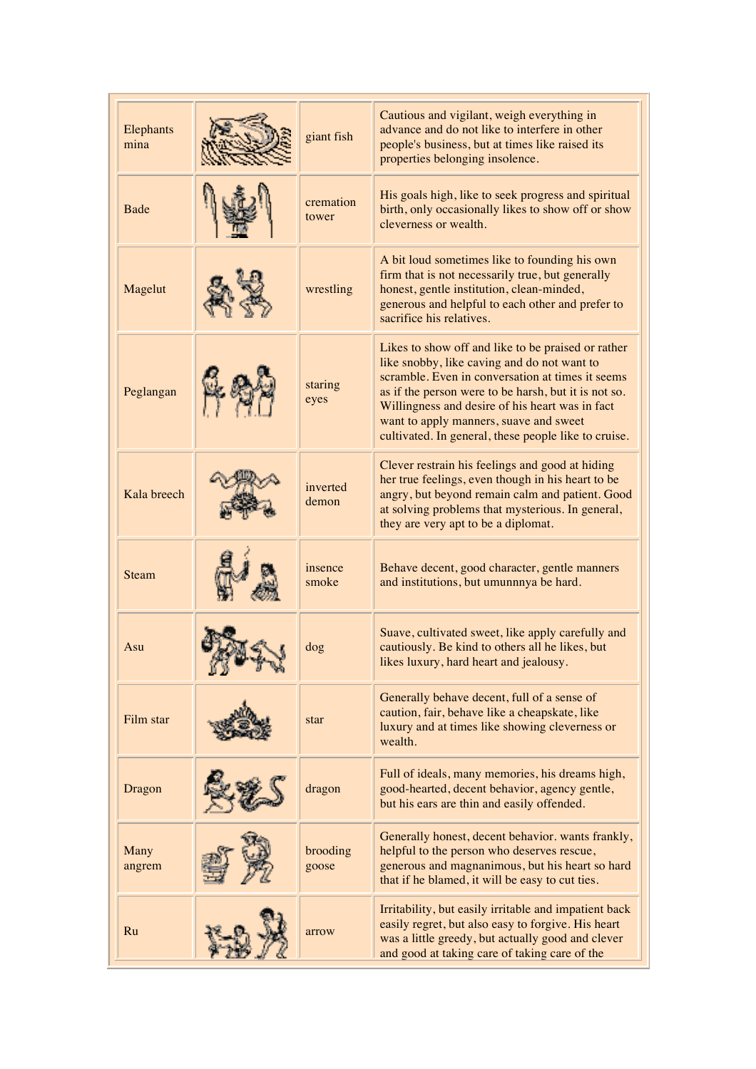| Elephants mina | | giant fish | Cautious and vigilant, weigh everything in advance and do not like to interfere in other people's business, but at times like raised its properties belonging insolence. |
|---|---|---|---|
| Bade | | cremation tower | His goals high, like to seek progress and spiritual birth, only occasionally likes to show off or show cleverness or wealth. |
| Magelut | | wrestling | A bit loud sometimes like to founding his own firm that is not necessarily true, but generally honest, gentle institution, clean-minded, generous and helpful to each other and prefer to sacrifice his relatives. |
| Peglangan | | staring eyes | Likes to show off and like to be praised or rather like snobby, like caving and do not want to scramble. Even in conversation at times it seems as if the person were to be harsh, but it is not so. Willingness and desire of his heart was in fact want to apply manners, suave and sweet cultivated. In general, these people like to cruise. |
| Kala breech | | inverted demon | Clever restrain his feelings and good at hiding her true feelings, even though in his heart to be angry, but beyond remain calm and patient. Good at solving problems that mysterious. In general, they are very apt to be a diplomat. |
| Steam | | insence smoke | Behave decent, good character, gentle manners and institutions, but umunnnya be hard. |
| Asu | | dog | Suave, cultivated sweet, like apply carefully and cautiously. Be kind to others all he likes, but likes luxury, hard heart and jealousy. |
| Film star | | star | Generally behave decent, full of a sense of caution, fair, behave like a cheapskate, like luxury and at times like showing cleverness or wealth. |
| Dragon | | dragon | Full of ideals, many memories, his dreams high, good-hearted, decent behavior, agency gentle, but his ears are thin and easily offended. |
| Many angrem | | brooding goose | Generally honest, decent behavior. wants frankly, helpful to the person who deserves rescue, generous and magnanimous, but his heart so hard that if he blamed, it will be easy to cut ties. |
| Ru | | arrow | Irritability, but easily irritable and impatient back easily regret, but also easy to forgive. His heart was a little greedy, but actually good and clever and good at taking care of taking care of the |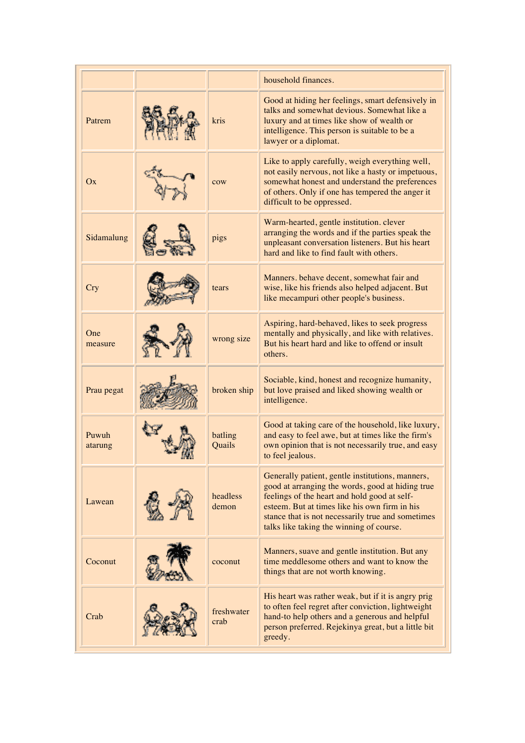|  |  |  |  |
|---|---|---|---|
|  |  |  | household finances. |
| Patrem |  | kris | Good at hiding her feelings, smart defensively in talks and somewhat devious. Somewhat like a luxury and at times like show of wealth or intelligence. This person is suitable to be a lawyer or a diplomat. |
| Ox |  | cow | Like to apply carefully, weigh everything well, not easily nervous, not like a hasty or impetuous, somewhat honest and understand the preferences of others. Only if one has tempered the anger it difficult to be oppressed. |
| Sidamalung |  | pigs | Warm-hearted, gentle institution. clever arranging the words and if the parties speak the unpleasant conversation listeners. But his heart hard and like to find fault with others. |
| Cry |  | tears | Manners. behave decent, somewhat fair and wise, like his friends also helped adjacent. But like mecampuri other people's business. |
| One measure |  | wrong size | Aspiring, hard-behaved, likes to seek progress mentally and physically, and like with relatives. But his heart hard and like to offend or insult others. |
| Prau pegat |  | broken ship | Sociable, kind, honest and recognize humanity, but love praised and liked showing wealth or intelligence. |
| Puwuh atarung |  | batling Quails | Good at taking care of the household, like luxury, and easy to feel awe, but at times like the firm's own opinion that is not necessarily true, and easy to feel jealous. |
| Lawean |  | headless demon | Generally patient, gentle institutions, manners, good at arranging the words, good at hiding true feelings of the heart and hold good at self-esteem. But at times like his own firm in his stance that is not necessarily true and sometimes talks like taking the winning of course. |
| Coconut |  | coconut | Manners, suave and gentle institution. But any time meddlesome others and want to know the things that are not worth knowing. |
| Crab |  | freshwater crab | His heart was rather weak, but if it is angry prig to often feel regret after conviction, lightweight hand-to help others and a generous and helpful person preferred. Rejekinya great, but a little bit greedy. |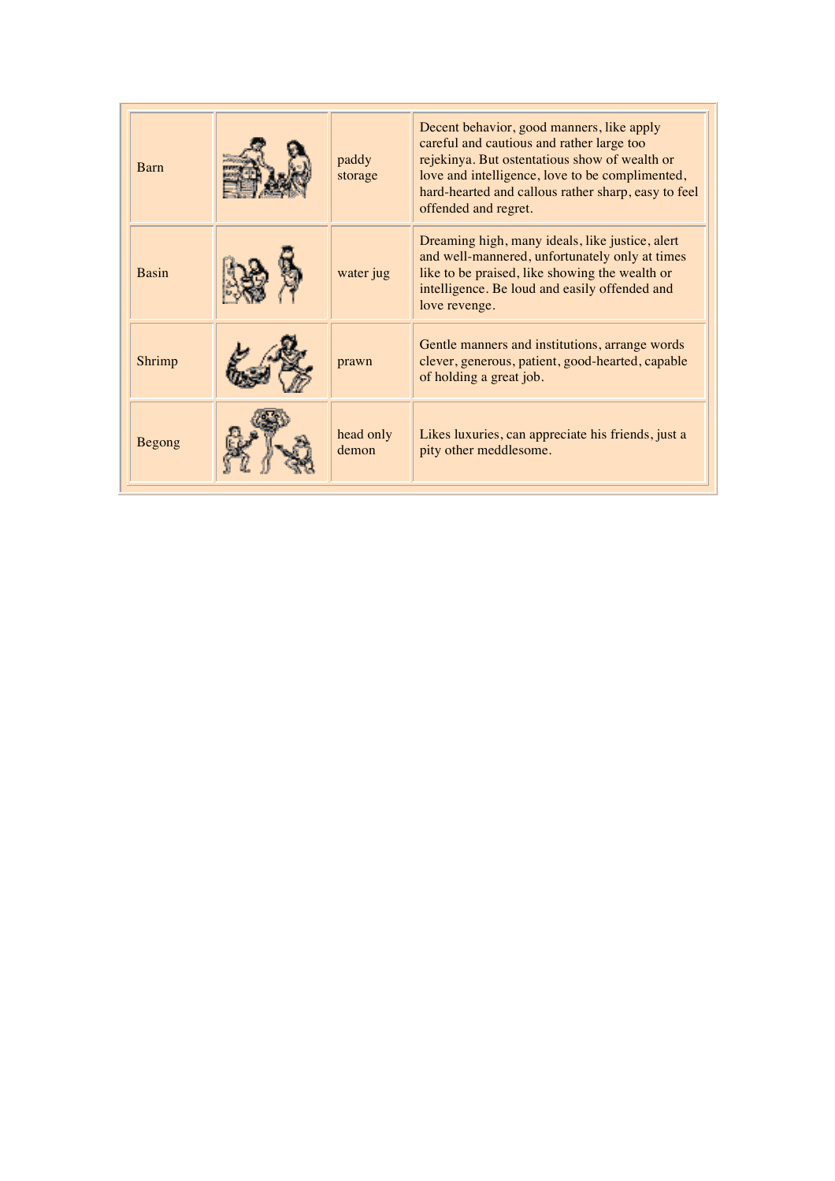| | | | |
|---|---|---|---|
| Barn | | paddy storage | Decent behavior, good manners, like apply careful and cautious and rather large too rejekinya. But ostentatious show of wealth or love and intelligence, love to be complimented, hard-hearted and callous rather sharp, easy to feel offended and regret. |
| Basin | | water jug | Dreaming high, many ideals, like justice, alert and well-mannered, unfortunately only at times like to be praised, like showing the wealth or intelligence. Be loud and easily offended and love revenge. |
| Shrimp | | prawn | Gentle manners and institutions, arrange words clever, generous, patient, good-hearted, capable of holding a great job. |
| Begong | | head only demon | Likes luxuries, can appreciate his friends, just a pity other meddlesome. |